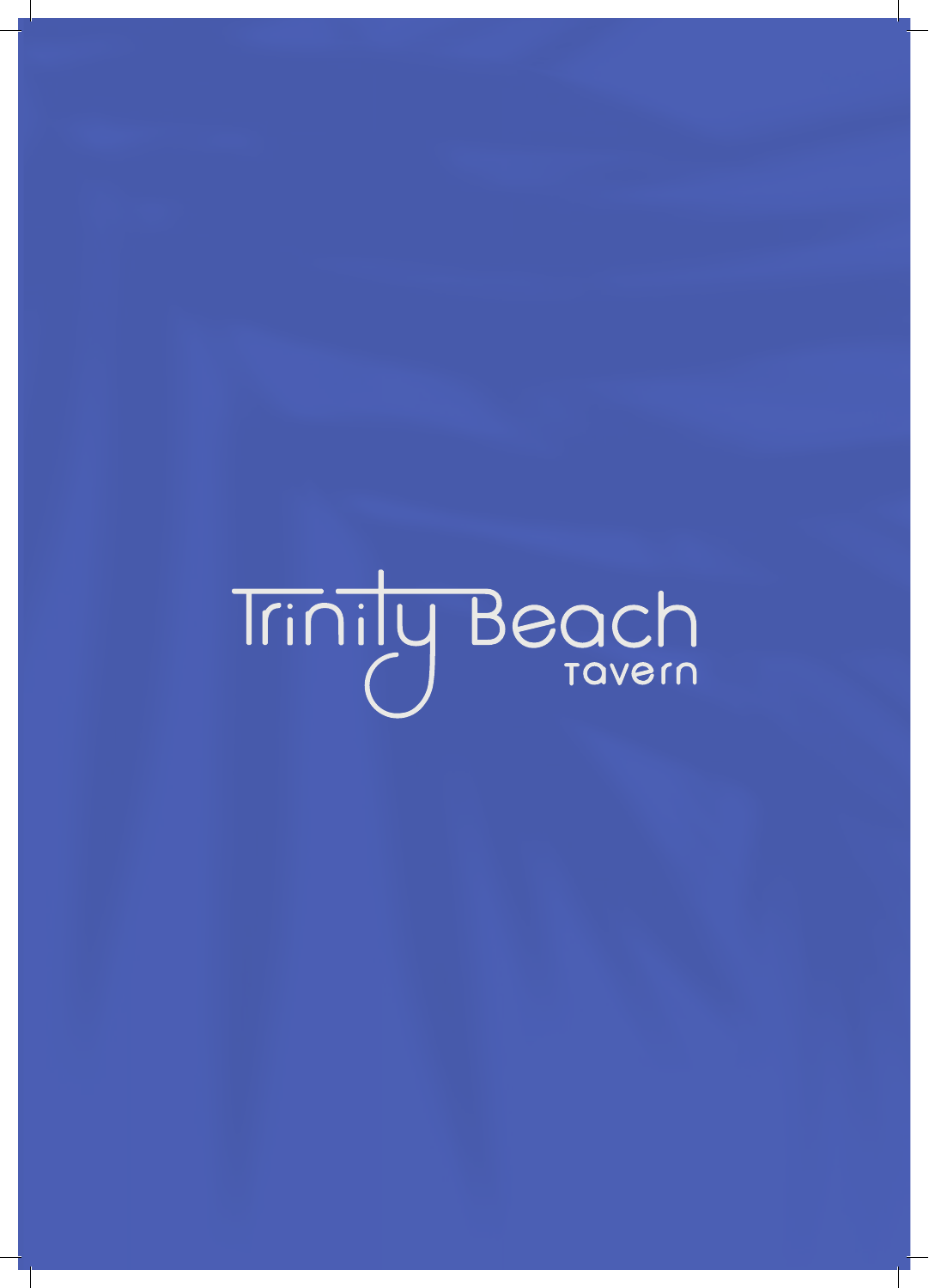# Trinity Beach Tavern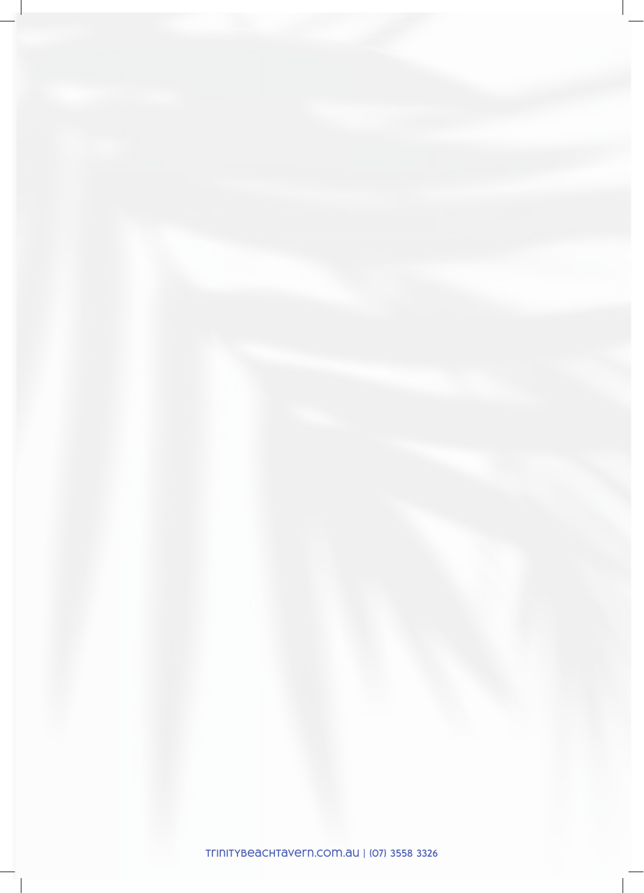trinitybeachtavern.com.au | (07) 3558 3326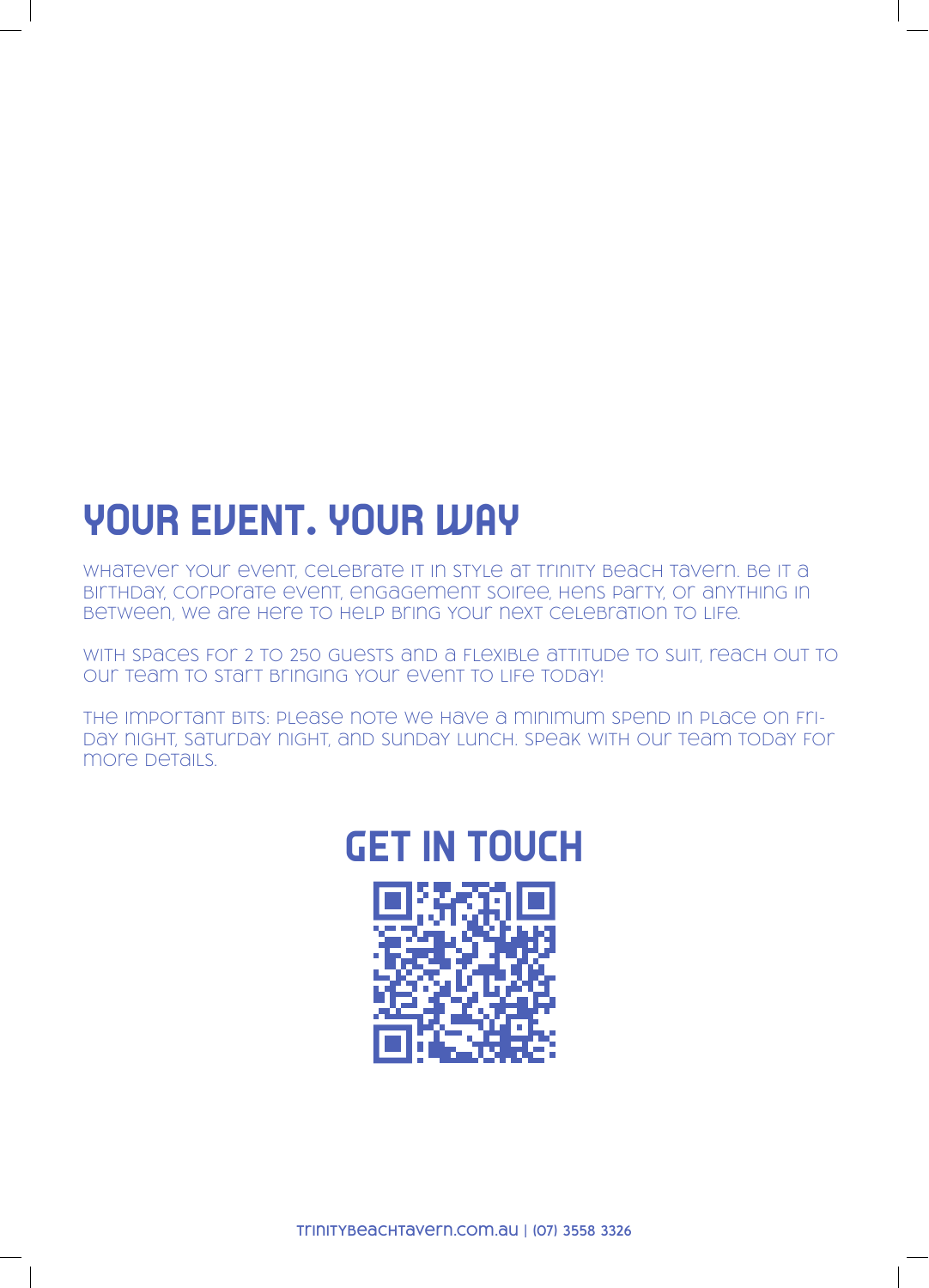## YOUR EVENT. YOUR WAY

Whatever your event, celebrate it in style at Trinity Beach Tavern. Be it a birthday, corporate event, engagement soiree, hens party, or anything in between, we are here to help bring your next celebration to life.

With spaces for 2 to 250 guests and a flexible attitude to suit, reach out to our team to start bringing your event to life today!

The important bits: Please note we have a minimum spend in place on Friday night, Saturday night, and Sunday lunch. Speak with our team today for more details.

## GET IN TOUCH

trinitybeachtavern.com.au | (07) 3558 3326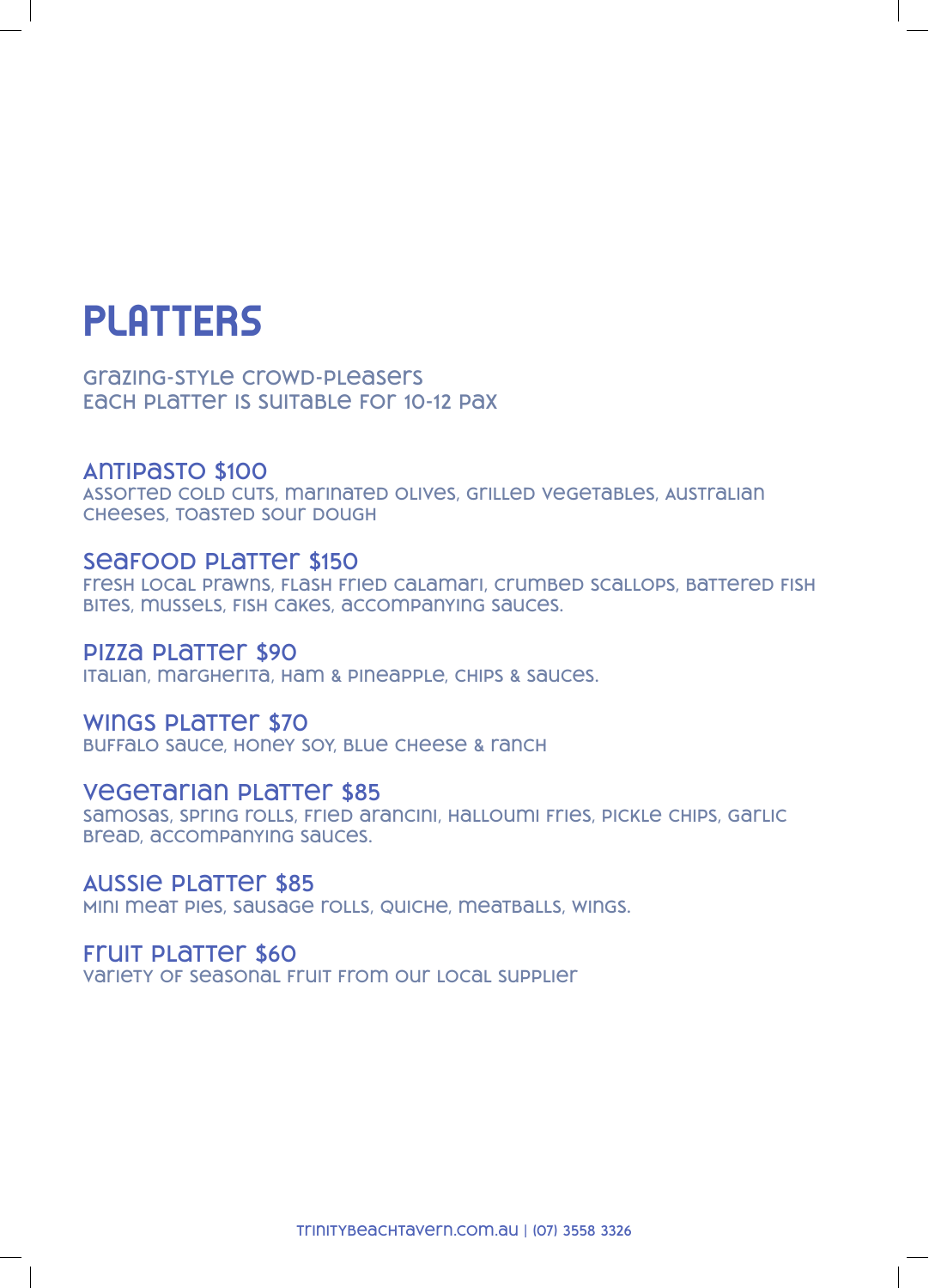# PLATTERS

Grazing-style crowd-pleasers
Each platter is suitable for 10-12 pax

## Antipasto $100

Assorted cold cuts, marinated olives, grilled vegetables, Australian cheeses, toasted sour dough

## Seafood Platter $150

Fresh local prawns, flash fried calamari, crumbed scallops, battered fish bites, mussels, fish cakes, accompanying sauces.

## Pizza Platter $90

Italian, margherita, ham & pineapple, chips & sauces.

## Wings Platter $70

Buffalo sauce, honey soy, blue cheese & ranch

## Vegetarian Platter $85

Samosas, spring rolls, fried arancini, halloumi fries, pickle chips, garlic bread, accompanying sauces.

## Aussie Platter $85

Mini meat pies, sausage rolls, quiche, meatballs, wings.

## Fruit Platter $60

Variety of seasonal fruit from our local supplier

trinitybeachtavern.com.au | (07) 3558 3326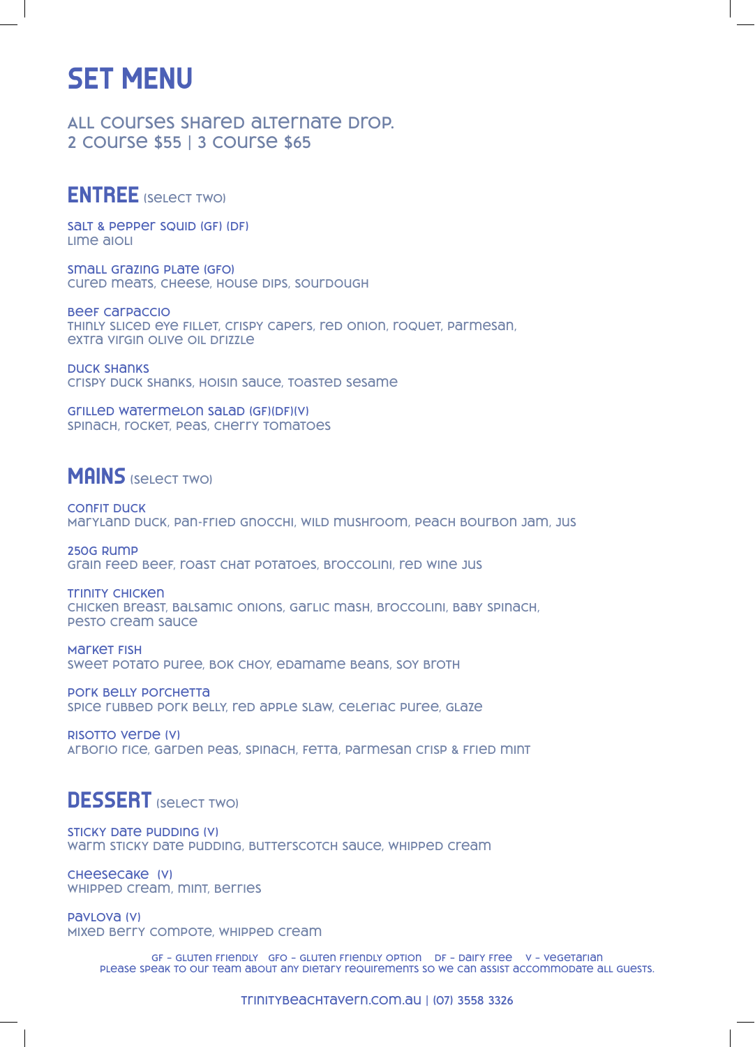# SET MENU

ALL COURSES SHARED ALTERNATE DROP.
2 COURSE $55 | 3 COURSE $65

## ENTREE (SELECT TWO)

**SALT & PEPPER SQUID (GF) (DF)**
LIME AIOLI

**SMALL GRAZING PLATE (GFO)**
CURED MEATS, CHEESE, HOUSE DIPS, SOURDOUGH

**BEEF CARPACCIO**
THINLY SLICED EYE FILLET, CRISPY CAPERS, RED ONION, ROQUET, PARMESAN, EXTRA VIRGIN OLIVE OIL DRIZZLE

**DUCK SHANKS**
CRISPY DUCK SHANKS, HOISIN SAUCE, TOASTED SESAME

**GRILLED WATERMELON SALAD (GF)(DF)(V)**
SPINACH, ROCKET, PEAS, CHERRY TOMATOES

## MAINS (SELECT TWO)

**CONFIT DUCK**
MARYLAND DUCK, PAN-FRIED GNOCCHI, WILD MUSHROOM, PEACH BOURBON JAM, JUS

**250G RUMP**
GRAIN FEED BEEF, ROAST CHAT POTATOES, BROCCOLINI, RED WINE JUS

**TRINITY CHICKEN**
CHICKEN BREAST, BALSAMIC ONIONS, GARLIC MASH, BROCCOLINI, BABY SPINACH, PESTO CREAM SAUCE

**MARKET FISH**
SWEET POTATO PUREE, BOK CHOY, EDAMAME BEANS, SOY BROTH

**PORK BELLY PORCHETTA**
SPICE RUBBED PORK BELLY, RED APPLE SLAW, CELERIAC PUREE, GLAZE

**RISOTTO VERDE (V)**
ARBORIO RICE, GARDEN PEAS, SPINACH, FETTA, PARMESAN CRISP & FRIED MINT

## DESSERT (SELECT TWO)

**STICKY DATE PUDDING (V)**
WARM STICKY DATE PUDDING, BUTTERSCOTCH SAUCE, WHIPPED CREAM

**CHEESECAKE (V)**
WHIPPED CREAM, MINT, BERRIES

**PAVLOVA (V)**
MIXED BERRY COMPOTE, WHIPPED CREAM

GF - GLUTEN FRIENDLY GFO - GLUTEN FRIENDLY OPTION DF - DAIRY FREE V - VEGETARIAN
PLEASE SPEAK TO OUR TEAM ABOUT ANY DIETARY REQUIREMENTS SO WE CAN ASSIST ACCOMMODATE ALL GUESTS.

TRINITYBEACHTAVERN.COM.AU | (07) 3558 3326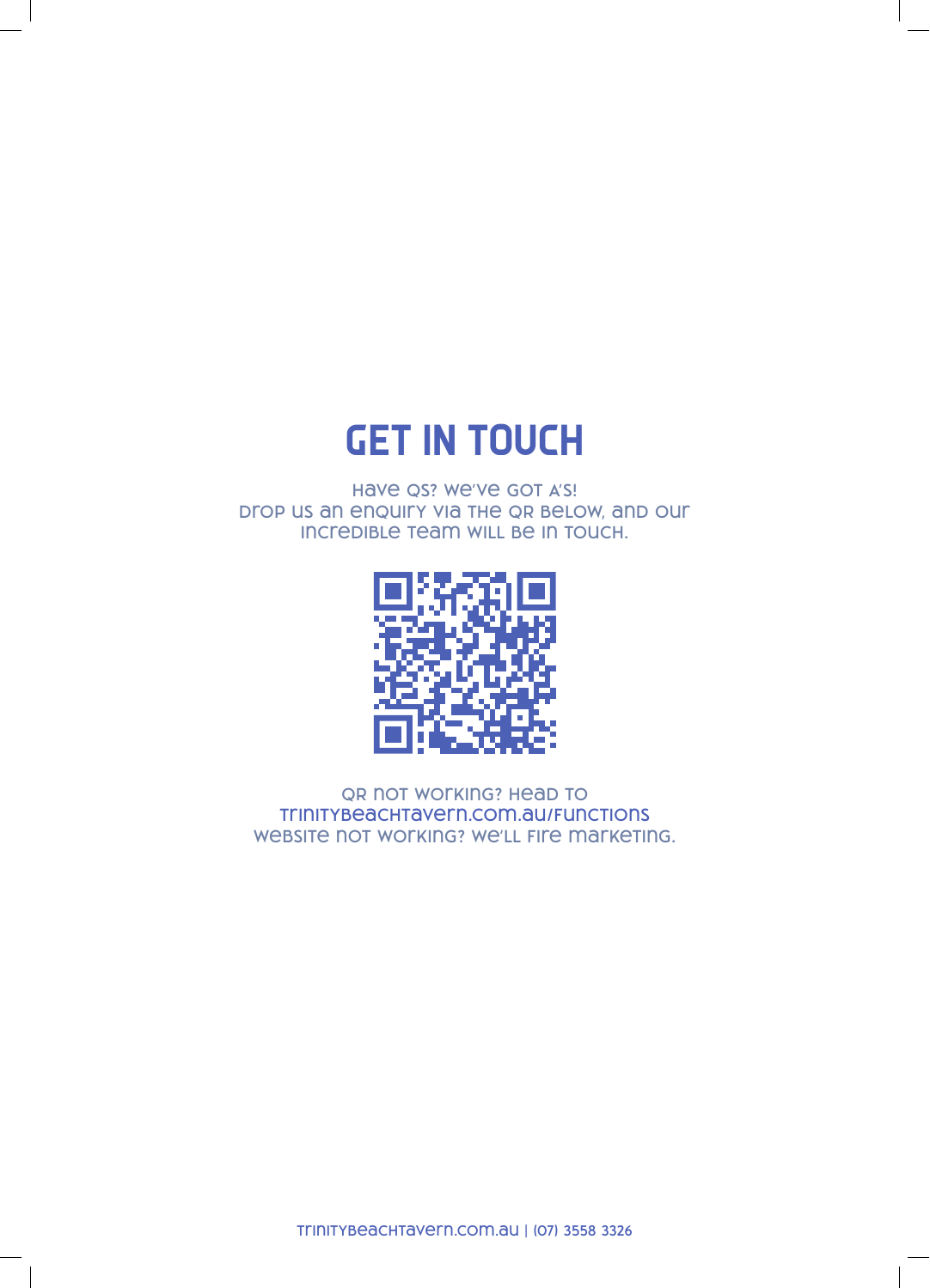# GET IN TOUCH

Have Qs? We've got A's!
Drop us an enquiry via the QR below, and our incredible team will be in touch.

QR not working? Head to
trinitybeachtavern.com.au/functions
Website not working? We'll fire marketing.

trinitybeachtavern.com.au | (07) 3558 3326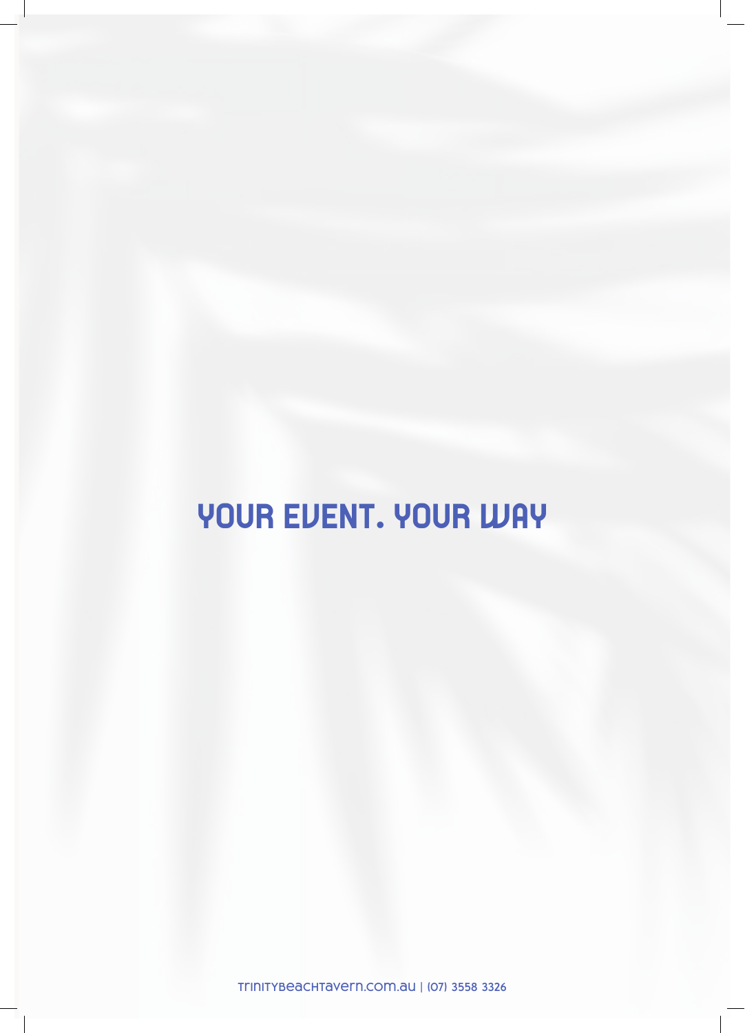# YOUR EVENT. YOUR WAY

trinitybeachtavern.com.au | (07) 3558 3326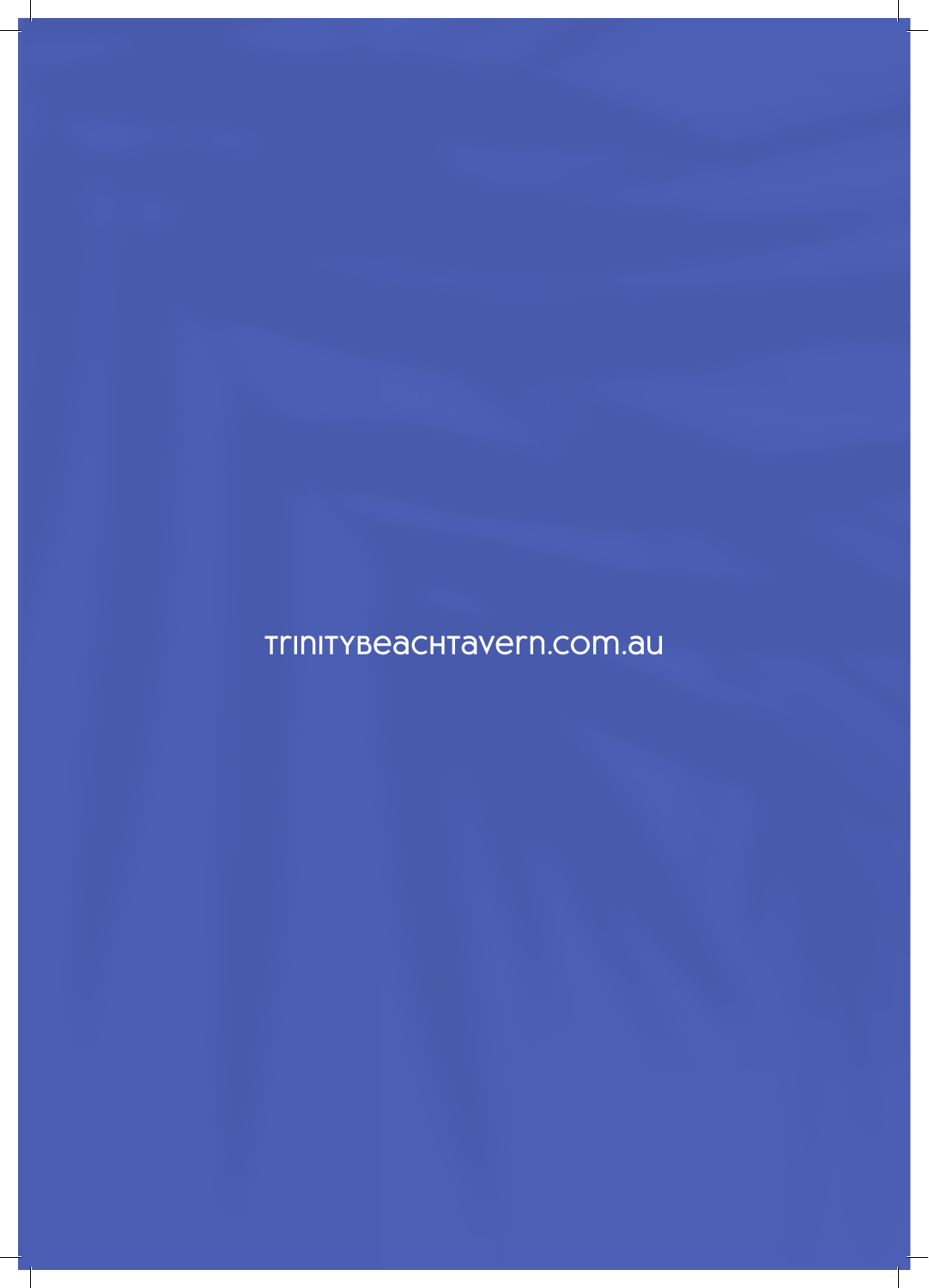trinitybeachtavern.com.au